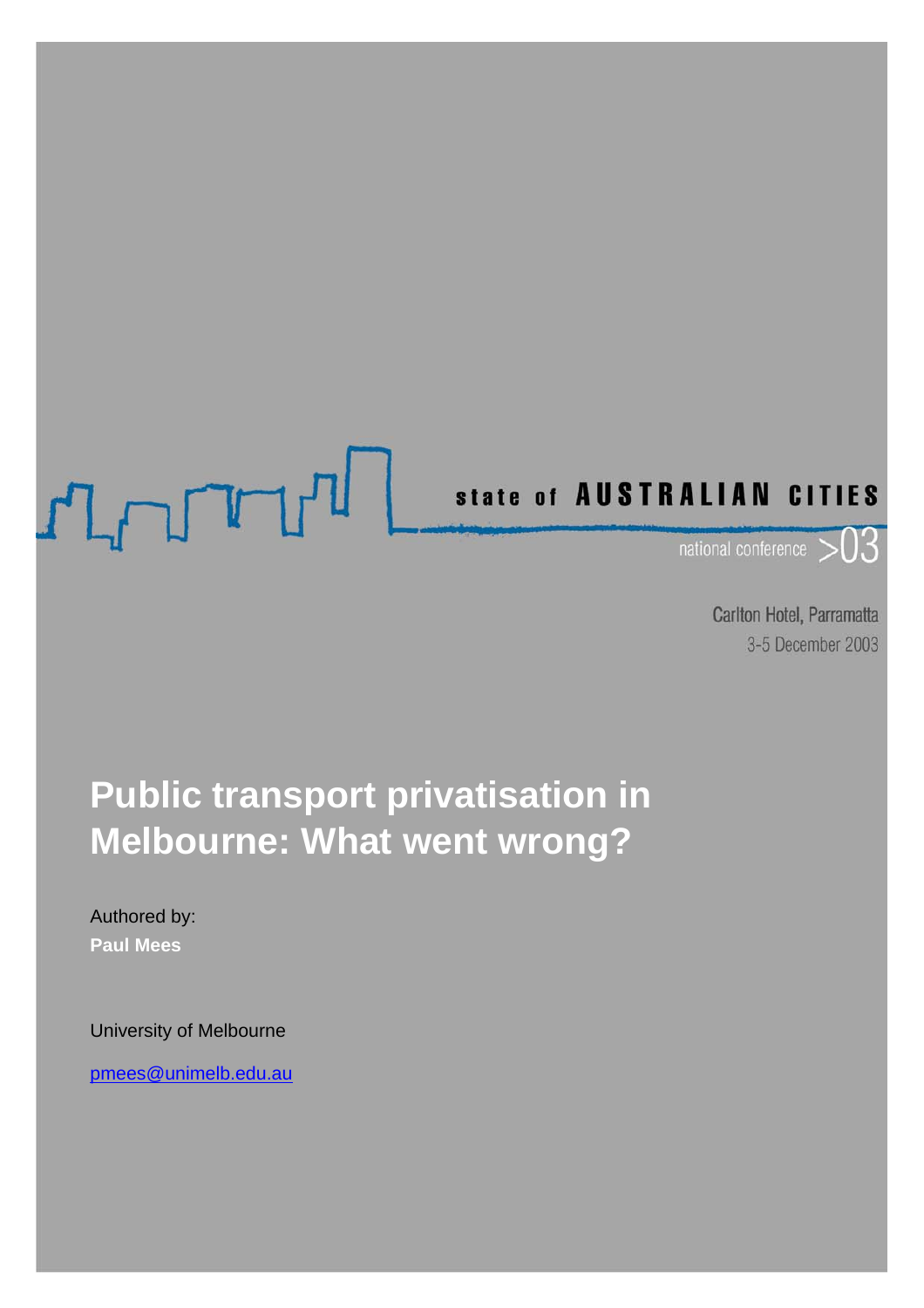state of **AUSTRALIAN CITIES**

national conference >03

Carlton Hotel, Parramatta

3-5 December 2003

# Public transport privatisation in Melbourne: What went wrong?

Authored by:

**Paul Mees**

University of Melbourne

pmees@unimelb.edu.au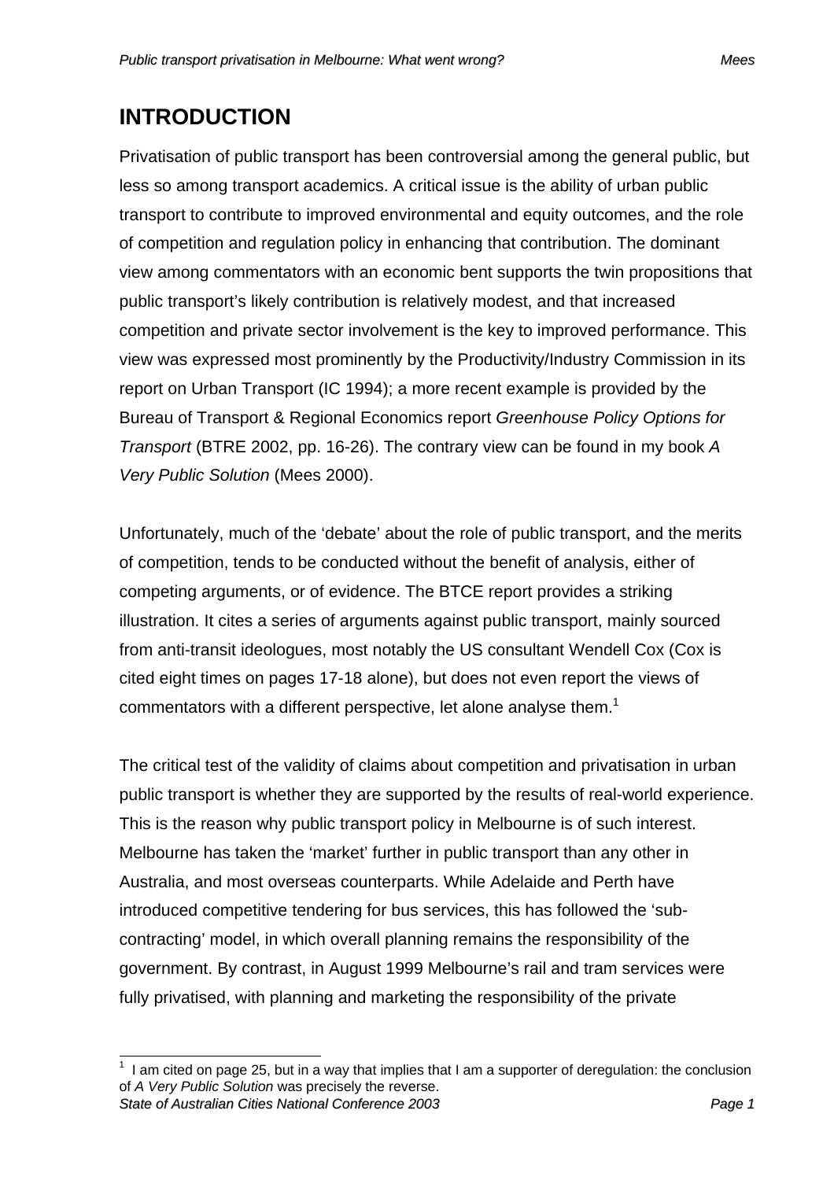# INTRODUCTION

Privatisation of public transport has been controversial among the general public, but less so among transport academics. A critical issue is the ability of urban public transport to contribute to improved environmental and equity outcomes, and the role of competition and regulation policy in enhancing that contribution. The dominant view among commentators with an economic bent supports the twin propositions that public transport's likely contribution is relatively modest, and that increased competition and private sector involvement is the key to improved performance. This view was expressed most prominently by the Productivity/Industry Commission in its report on Urban Transport (IC 1994); a more recent example is provided by the Bureau of Transport & Regional Economics report *Greenhouse Policy Options for Transport* (BTRE 2002, pp. 16-26). The contrary view can be found in my book *A Very Public Solution* (Mees 2000).

Unfortunately, much of the 'debate' about the role of public transport, and the merits of competition, tends to be conducted without the benefit of analysis, either of competing arguments, or of evidence. The BTCE report provides a striking illustration. It cites a series of arguments against public transport, mainly sourced from anti-transit ideologues, most notably the US consultant Wendell Cox (Cox is cited eight times on pages 17-18 alone), but does not even report the views of commentators with a different perspective, let alone analyse them.[1]

The critical test of the validity of claims about competition and privatisation in urban public transport is whether they are supported by the results of real-world experience. This is the reason why public transport policy in Melbourne is of such interest. Melbourne has taken the 'market' further in public transport than any other in Australia, and most overseas counterparts. While Adelaide and Perth have introduced competitive tendering for bus services, this has followed the 'sub-contracting' model, in which overall planning remains the responsibility of the government. By contrast, in August 1999 Melbourne's rail and tram services were fully privatised, with planning and marketing the responsibility of the private

[1] I am cited on page 25, but in a way that implies that I am a supporter of deregulation: the conclusion of *A Very Public Solution* was precisely the reverse.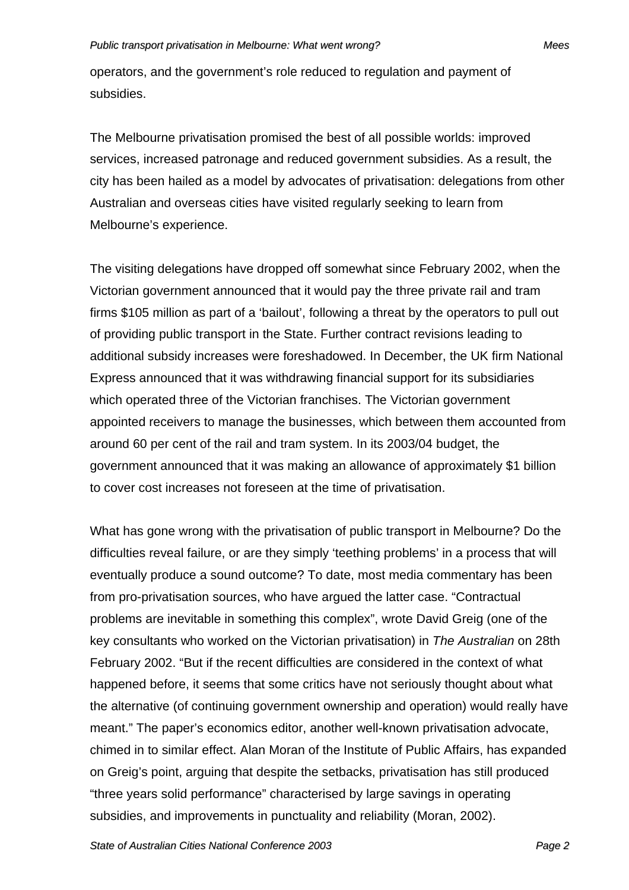operators, and the government's role reduced to regulation and payment of subsidies.

The Melbourne privatisation promised the best of all possible worlds: improved services, increased patronage and reduced government subsidies. As a result, the city has been hailed as a model by advocates of privatisation: delegations from other Australian and overseas cities have visited regularly seeking to learn from Melbourne's experience.

The visiting delegations have dropped off somewhat since February 2002, when the Victorian government announced that it would pay the three private rail and tram firms $105 million as part of a 'bailout', following a threat by the operators to pull out of providing public transport in the State. Further contract revisions leading to additional subsidy increases were foreshadowed. In December, the UK firm National Express announced that it was withdrawing financial support for its subsidiaries which operated three of the Victorian franchises. The Victorian government appointed receivers to manage the businesses, which between them accounted from around 60 per cent of the rail and tram system. In its 2003/04 budget, the government announced that it was making an allowance of approximately $1 billion to cover cost increases not foreseen at the time of privatisation.

What has gone wrong with the privatisation of public transport in Melbourne? Do the difficulties reveal failure, or are they simply 'teething problems' in a process that will eventually produce a sound outcome? To date, most media commentary has been from pro-privatisation sources, who have argued the latter case. "Contractual problems are inevitable in something this complex", wrote David Greig (one of the key consultants who worked on the Victorian privatisation) in *The Australian* on 28th February 2002. "But if the recent difficulties are considered in the context of what happened before, it seems that some critics have not seriously thought about what the alternative (of continuing government ownership and operation) would really have meant." The paper's economics editor, another well-known privatisation advocate, chimed in to similar effect. Alan Moran of the Institute of Public Affairs, has expanded on Greig's point, arguing that despite the setbacks, privatisation has still produced "three years solid performance" characterised by large savings in operating subsidies, and improvements in punctuality and reliability (Moran, 2002).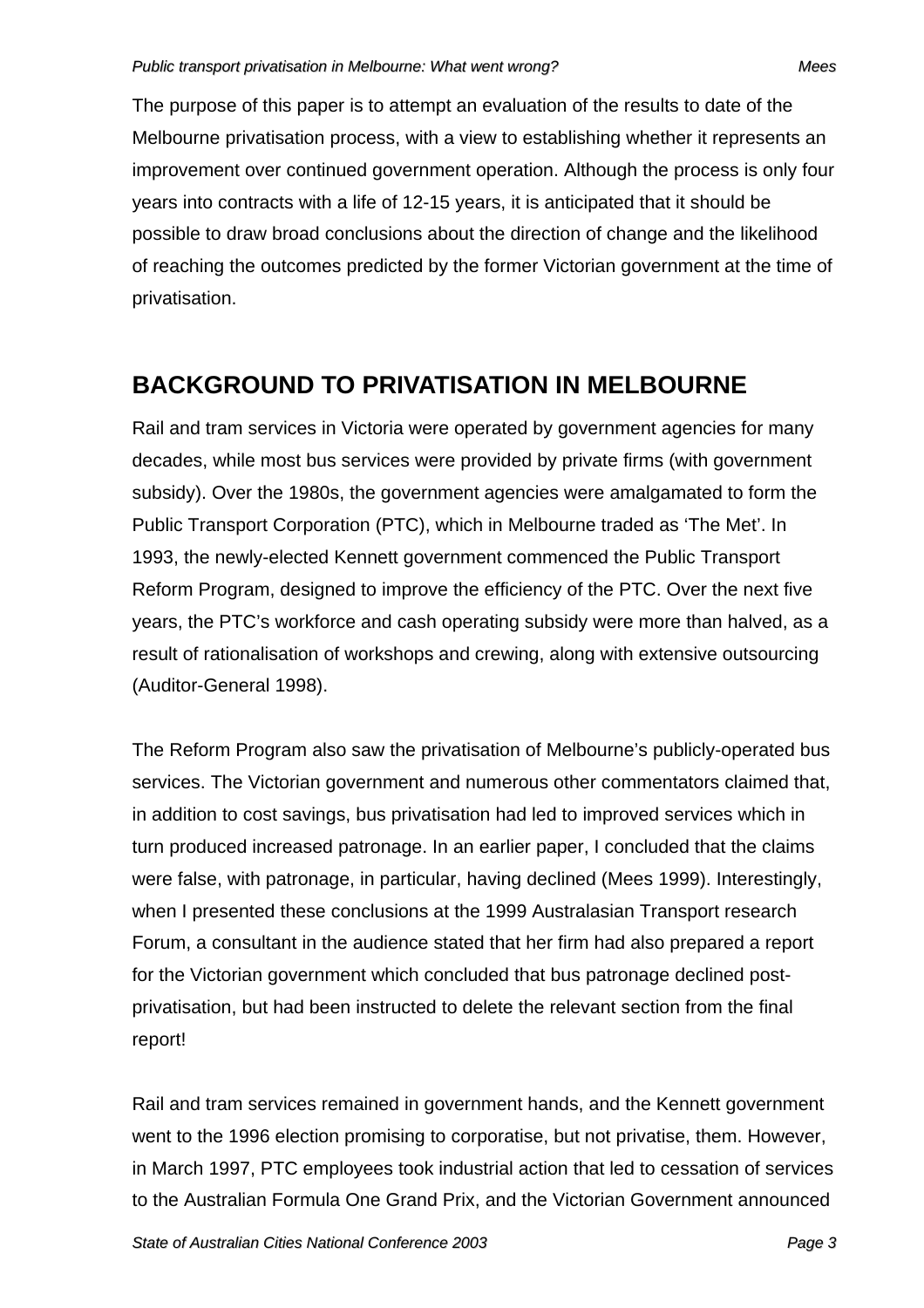The purpose of this paper is to attempt an evaluation of the results to date of the Melbourne privatisation process, with a view to establishing whether it represents an improvement over continued government operation. Although the process is only four years into contracts with a life of 12-15 years, it is anticipated that it should be possible to draw broad conclusions about the direction of change and the likelihood of reaching the outcomes predicted by the former Victorian government at the time of privatisation.

## BACKGROUND TO PRIVATISATION IN MELBOURNE

Rail and tram services in Victoria were operated by government agencies for many decades, while most bus services were provided by private firms (with government subsidy). Over the 1980s, the government agencies were amalgamated to form the Public Transport Corporation (PTC), which in Melbourne traded as 'The Met'. In 1993, the newly-elected Kennett government commenced the Public Transport Reform Program, designed to improve the efficiency of the PTC. Over the next five years, the PTC's workforce and cash operating subsidy were more than halved, as a result of rationalisation of workshops and crewing, along with extensive outsourcing (Auditor-General 1998).

The Reform Program also saw the privatisation of Melbourne's publicly-operated bus services. The Victorian government and numerous other commentators claimed that, in addition to cost savings, bus privatisation had led to improved services which in turn produced increased patronage. In an earlier paper, I concluded that the claims were false, with patronage, in particular, having declined (Mees 1999). Interestingly, when I presented these conclusions at the 1999 Australasian Transport research Forum, a consultant in the audience stated that her firm had also prepared a report for the Victorian government which concluded that bus patronage declined post-privatisation, but had been instructed to delete the relevant section from the final report!

Rail and tram services remained in government hands, and the Kennett government went to the 1996 election promising to corporatise, but not privatise, them. However, in March 1997, PTC employees took industrial action that led to cessation of services to the Australian Formula One Grand Prix, and the Victorian Government announced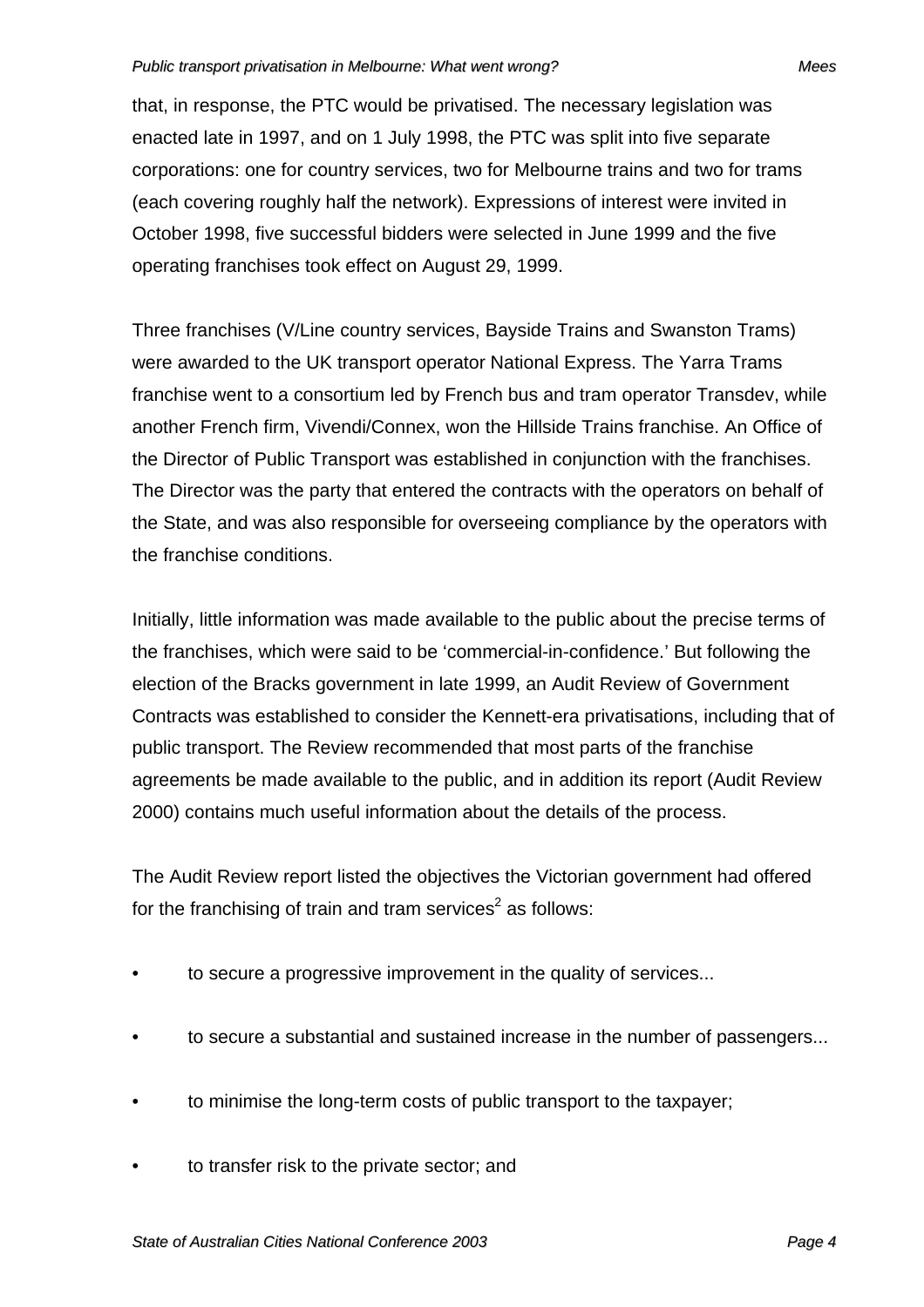that, in response, the PTC would be privatised. The necessary legislation was enacted late in 1997, and on 1 July 1998, the PTC was split into five separate corporations: one for country services, two for Melbourne trains and two for trams (each covering roughly half the network). Expressions of interest were invited in October 1998, five successful bidders were selected in June 1999 and the five operating franchises took effect on August 29, 1999.

Three franchises (V/Line country services, Bayside Trains and Swanston Trams) were awarded to the UK transport operator National Express. The Yarra Trams franchise went to a consortium led by French bus and tram operator Transdev, while another French firm, Vivendi/Connex, won the Hillside Trains franchise. An Office of the Director of Public Transport was established in conjunction with the franchises. The Director was the party that entered the contracts with the operators on behalf of the State, and was also responsible for overseeing compliance by the operators with the franchise conditions.

Initially, little information was made available to the public about the precise terms of the franchises, which were said to be 'commercial-in-confidence.' But following the election of the Bracks government in late 1999, an Audit Review of Government Contracts was established to consider the Kennett-era privatisations, including that of public transport. The Review recommended that most parts of the franchise agreements be made available to the public, and in addition its report (Audit Review 2000) contains much useful information about the details of the process.

The Audit Review report listed the objectives the Victorian government had offered for the franchising of train and tram services[2] as follows:

- to secure a progressive improvement in the quality of services...
- to secure a substantial and sustained increase in the number of passengers...
- to minimise the long-term costs of public transport to the taxpayer;
- to transfer risk to the private sector; and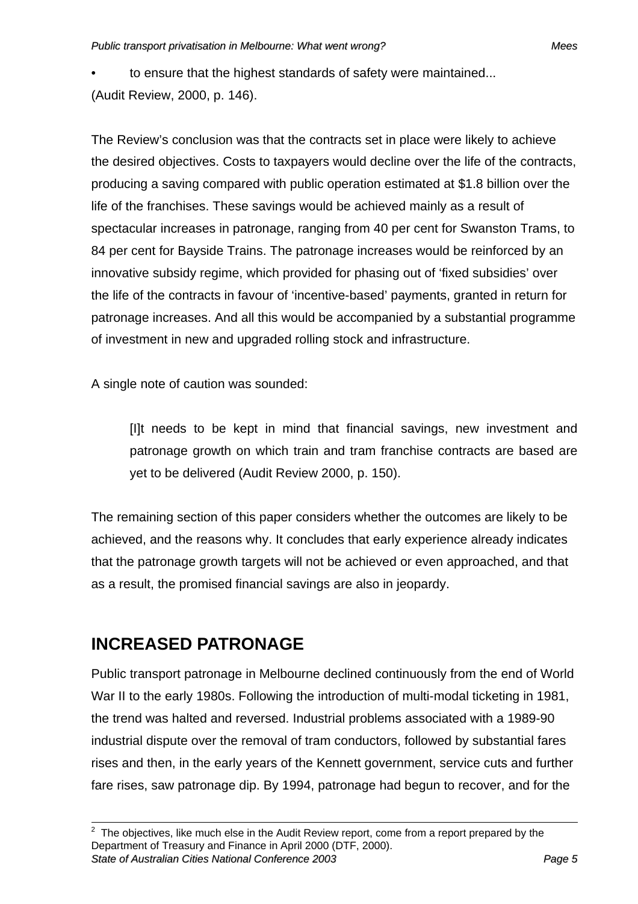- to ensure that the highest standards of safety were maintained...

(Audit Review, 2000, p. 146).

The Review's conclusion was that the contracts set in place were likely to achieve the desired objectives. Costs to taxpayers would decline over the life of the contracts, producing a saving compared with public operation estimated at $1.8 billion over the life of the franchises. These savings would be achieved mainly as a result of spectacular increases in patronage, ranging from 40 per cent for Swanston Trams, to 84 per cent for Bayside Trains. The patronage increases would be reinforced by an innovative subsidy regime, which provided for phasing out of 'fixed subsidies' over the life of the contracts in favour of 'incentive-based' payments, granted in return for patronage increases. And all this would be accompanied by a substantial programme of investment in new and upgraded rolling stock and infrastructure.

A single note of caution was sounded:

> [I]t needs to be kept in mind that financial savings, new investment and patronage growth on which train and tram franchise contracts are based are yet to be delivered (Audit Review 2000, p. 150).

The remaining section of this paper considers whether the outcomes are likely to be achieved, and the reasons why. It concludes that early experience already indicates that the patronage growth targets will not be achieved or even approached, and that as a result, the promised financial savings are also in jeopardy.

## INCREASED PATRONAGE

Public transport patronage in Melbourne declined continuously from the end of World War II to the early 1980s. Following the introduction of multi-modal ticketing in 1981, the trend was halted and reversed. Industrial problems associated with a 1989-90 industrial dispute over the removal of tram conductors, followed by substantial fares rises and then, in the early years of the Kennett government, service cuts and further fare rises, saw patronage dip. By 1994, patronage had begun to recover, and for the

---

[2] The objectives, like much else in the Audit Review report, come from a report prepared by the Department of Treasury and Finance in April 2000 (DTF, 2000).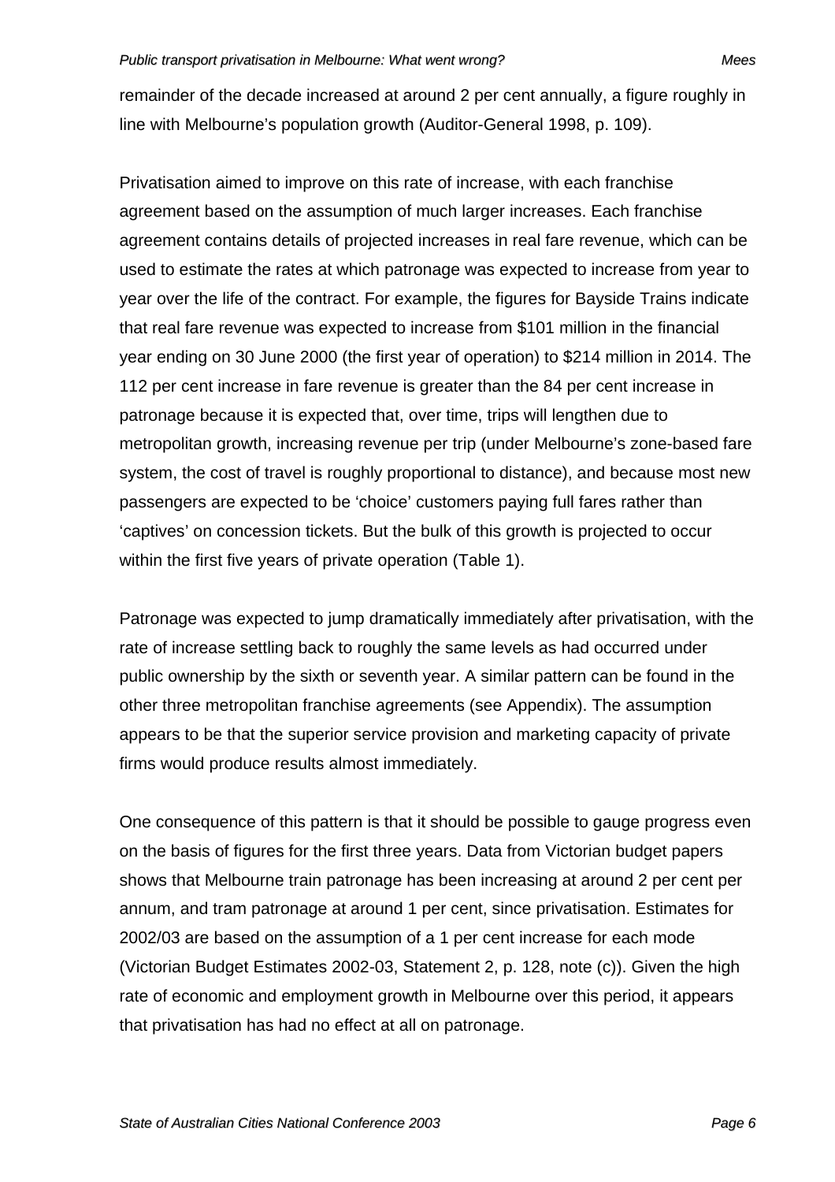remainder of the decade increased at around 2 per cent annually, a figure roughly in line with Melbourne's population growth (Auditor-General 1998, p. 109).

Privatisation aimed to improve on this rate of increase, with each franchise agreement based on the assumption of much larger increases. Each franchise agreement contains details of projected increases in real fare revenue, which can be used to estimate the rates at which patronage was expected to increase from year to year over the life of the contract. For example, the figures for Bayside Trains indicate that real fare revenue was expected to increase from $101 million in the financial year ending on 30 June 2000 (the first year of operation) to $214 million in 2014. The 112 per cent increase in fare revenue is greater than the 84 per cent increase in patronage because it is expected that, over time, trips will lengthen due to metropolitan growth, increasing revenue per trip (under Melbourne's zone-based fare system, the cost of travel is roughly proportional to distance), and because most new passengers are expected to be 'choice' customers paying full fares rather than 'captives' on concession tickets. But the bulk of this growth is projected to occur within the first five years of private operation (Table 1).

Patronage was expected to jump dramatically immediately after privatisation, with the rate of increase settling back to roughly the same levels as had occurred under public ownership by the sixth or seventh year. A similar pattern can be found in the other three metropolitan franchise agreements (see Appendix). The assumption appears to be that the superior service provision and marketing capacity of private firms would produce results almost immediately.

One consequence of this pattern is that it should be possible to gauge progress even on the basis of figures for the first three years. Data from Victorian budget papers shows that Melbourne train patronage has been increasing at around 2 per cent per annum, and tram patronage at around 1 per cent, since privatisation. Estimates for 2002/03 are based on the assumption of a 1 per cent increase for each mode (Victorian Budget Estimates 2002-03, Statement 2, p. 128, note (c)). Given the high rate of economic and employment growth in Melbourne over this period, it appears that privatisation has had no effect at all on patronage.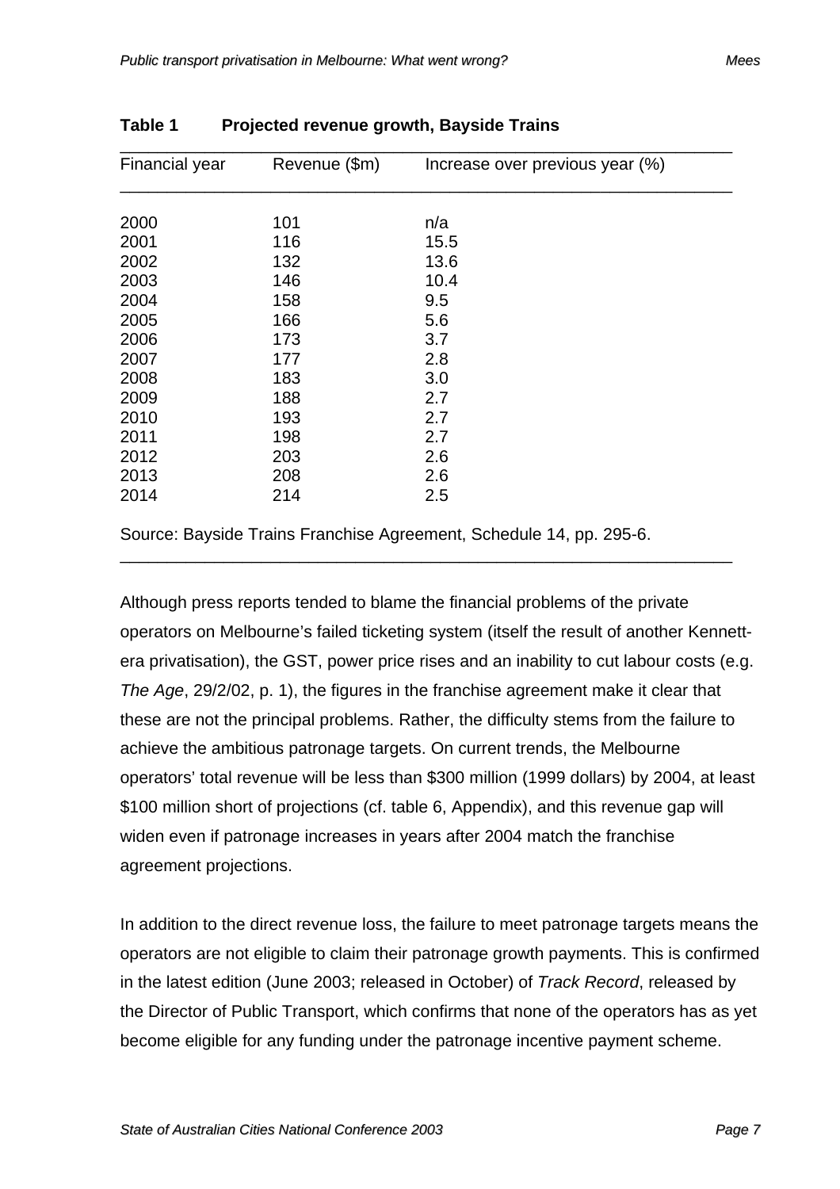**Table 1 Projected revenue growth, Bayside Trains**

| Financial year | Revenue ($m) | Increase over previous year (%) |
|---|---|---|
| 2000 | 101 | n/a |
| 2001 | 116 | 15.5 |
| 2002 | 132 | 13.6 |
| 2003 | 146 | 10.4 |
| 2004 | 158 | 9.5 |
| 2005 | 166 | 5.6 |
| 2006 | 173 | 3.7 |
| 2007 | 177 | 2.8 |
| 2008 | 183 | 3.0 |
| 2009 | 188 | 2.7 |
| 2010 | 193 | 2.7 |
| 2011 | 198 | 2.7 |
| 2012 | 203 | 2.6 |
| 2013 | 208 | 2.6 |
| 2014 | 214 | 2.5 |

Source: Bayside Trains Franchise Agreement, Schedule 14, pp. 295-6.

Although press reports tended to blame the financial problems of the private operators on Melbourne's failed ticketing system (itself the result of another Kennett-era privatisation), the GST, power price rises and an inability to cut labour costs (e.g. *The Age*, 29/2/02, p. 1), the figures in the franchise agreement make it clear that these are not the principal problems. Rather, the difficulty stems from the failure to achieve the ambitious patronage targets. On current trends, the Melbourne operators' total revenue will be less than $300 million (1999 dollars) by 2004, at least $100 million short of projections (cf. table 6, Appendix), and this revenue gap will widen even if patronage increases in years after 2004 match the franchise agreement projections.

In addition to the direct revenue loss, the failure to meet patronage targets means the operators are not eligible to claim their patronage growth payments. This is confirmed in the latest edition (June 2003; released in October) of *Track Record*, released by the Director of Public Transport, which confirms that none of the operators has as yet become eligible for any funding under the patronage incentive payment scheme.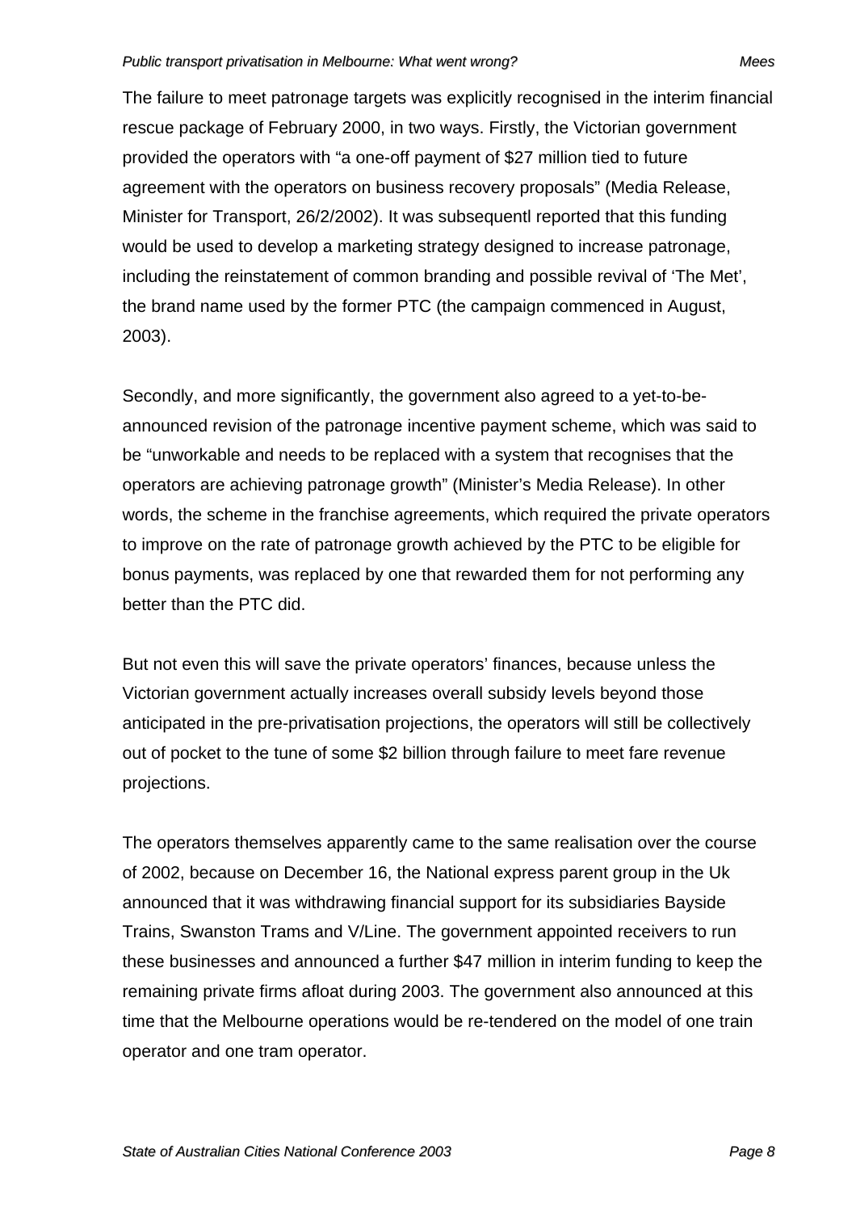The failure to meet patronage targets was explicitly recognised in the interim financial rescue package of February 2000, in two ways. Firstly, the Victorian government provided the operators with "a one-off payment of $27 million tied to future agreement with the operators on business recovery proposals" (Media Release, Minister for Transport, 26/2/2002). It was subsequentl reported that this funding would be used to develop a marketing strategy designed to increase patronage, including the reinstatement of common branding and possible revival of 'The Met', the brand name used by the former PTC (the campaign commenced in August, 2003).

Secondly, and more significantly, the government also agreed to a yet-to-be-announced revision of the patronage incentive payment scheme, which was said to be "unworkable and needs to be replaced with a system that recognises that the operators are achieving patronage growth" (Minister's Media Release). In other words, the scheme in the franchise agreements, which required the private operators to improve on the rate of patronage growth achieved by the PTC to be eligible for bonus payments, was replaced by one that rewarded them for not performing any better than the PTC did.

But not even this will save the private operators' finances, because unless the Victorian government actually increases overall subsidy levels beyond those anticipated in the pre-privatisation projections, the operators will still be collectively out of pocket to the tune of some $2 billion through failure to meet fare revenue projections.

The operators themselves apparently came to the same realisation over the course of 2002, because on December 16, the National express parent group in the Uk announced that it was withdrawing financial support for its subsidiaries Bayside Trains, Swanston Trams and V/Line. The government appointed receivers to run these businesses and announced a further $47 million in interim funding to keep the remaining private firms afloat during 2003. The government also announced at this time that the Melbourne operations would be re-tendered on the model of one train operator and one tram operator.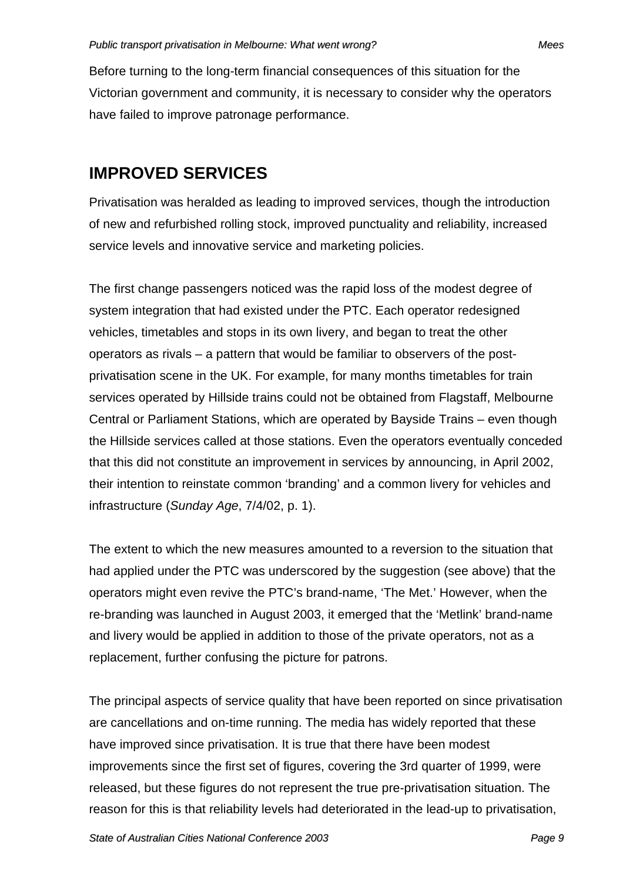Before turning to the long-term financial consequences of this situation for the Victorian government and community, it is necessary to consider why the operators have failed to improve patronage performance.

## IMPROVED SERVICES

Privatisation was heralded as leading to improved services, though the introduction of new and refurbished rolling stock, improved punctuality and reliability, increased service levels and innovative service and marketing policies.

The first change passengers noticed was the rapid loss of the modest degree of system integration that had existed under the PTC. Each operator redesigned vehicles, timetables and stops in its own livery, and began to treat the other operators as rivals – a pattern that would be familiar to observers of the post-privatisation scene in the UK. For example, for many months timetables for train services operated by Hillside trains could not be obtained from Flagstaff, Melbourne Central or Parliament Stations, which are operated by Bayside Trains – even though the Hillside services called at those stations. Even the operators eventually conceded that this did not constitute an improvement in services by announcing, in April 2002, their intention to reinstate common 'branding' and a common livery for vehicles and infrastructure (*Sunday Age*, 7/4/02, p. 1).

The extent to which the new measures amounted to a reversion to the situation that had applied under the PTC was underscored by the suggestion (see above) that the operators might even revive the PTC's brand-name, 'The Met.' However, when the re-branding was launched in August 2003, it emerged that the 'Metlink' brand-name and livery would be applied in addition to those of the private operators, not as a replacement, further confusing the picture for patrons.

The principal aspects of service quality that have been reported on since privatisation are cancellations and on-time running. The media has widely reported that these have improved since privatisation. It is true that there have been modest improvements since the first set of figures, covering the 3rd quarter of 1999, were released, but these figures do not represent the true pre-privatisation situation. The reason for this is that reliability levels had deteriorated in the lead-up to privatisation,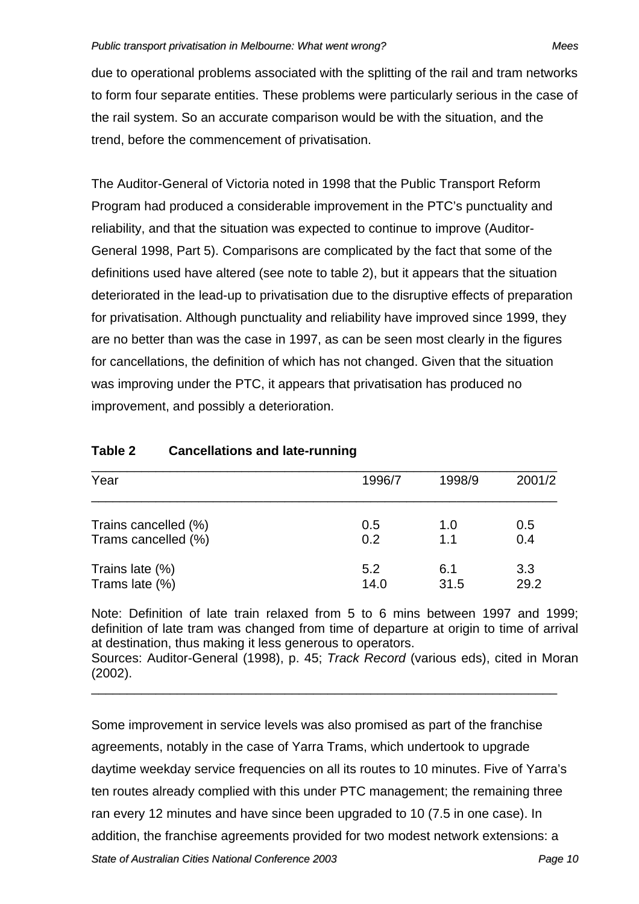due to operational problems associated with the splitting of the rail and tram networks to form four separate entities. These problems were particularly serious in the case of the rail system. So an accurate comparison would be with the situation, and the trend, before the commencement of privatisation.

The Auditor-General of Victoria noted in 1998 that the Public Transport Reform Program had produced a considerable improvement in the PTC's punctuality and reliability, and that the situation was expected to continue to improve (Auditor-General 1998, Part 5). Comparisons are complicated by the fact that some of the definitions used have altered (see note to table 2), but it appears that the situation deteriorated in the lead-up to privatisation due to the disruptive effects of preparation for privatisation. Although punctuality and reliability have improved since 1999, they are no better than was the case in 1997, as can be seen most clearly in the figures for cancellations, the definition of which has not changed. Given that the situation was improving under the PTC, it appears that privatisation has produced no improvement, and possibly a deterioration.

**Table 2 Cancellations and late-running**

| Year | 1996/7 | 1998/9 | 2001/2 |
|---|---|---|---|
| Trains cancelled (%) | 0.5 | 1.0 | 0.5 |
| Trams cancelled (%) | 0.2 | 1.1 | 0.4 |
| Trains late (%) | 5.2 | 6.1 | 3.3 |
| Trams late (%) | 14.0 | 31.5 | 29.2 |

Note: Definition of late train relaxed from 5 to 6 mins between 1997 and 1999; definition of late tram was changed from time of departure at origin to time of arrival at destination, thus making it less generous to operators.
Sources: Auditor-General (1998), p. 45; *Track Record* (various eds), cited in Moran (2002).

Some improvement in service levels was also promised as part of the franchise agreements, notably in the case of Yarra Trams, which undertook to upgrade daytime weekday service frequencies on all its routes to 10 minutes. Five of Yarra's ten routes already complied with this under PTC management; the remaining three ran every 12 minutes and have since been upgraded to 10 (7.5 in one case). In addition, the franchise agreements provided for two modest network extensions: a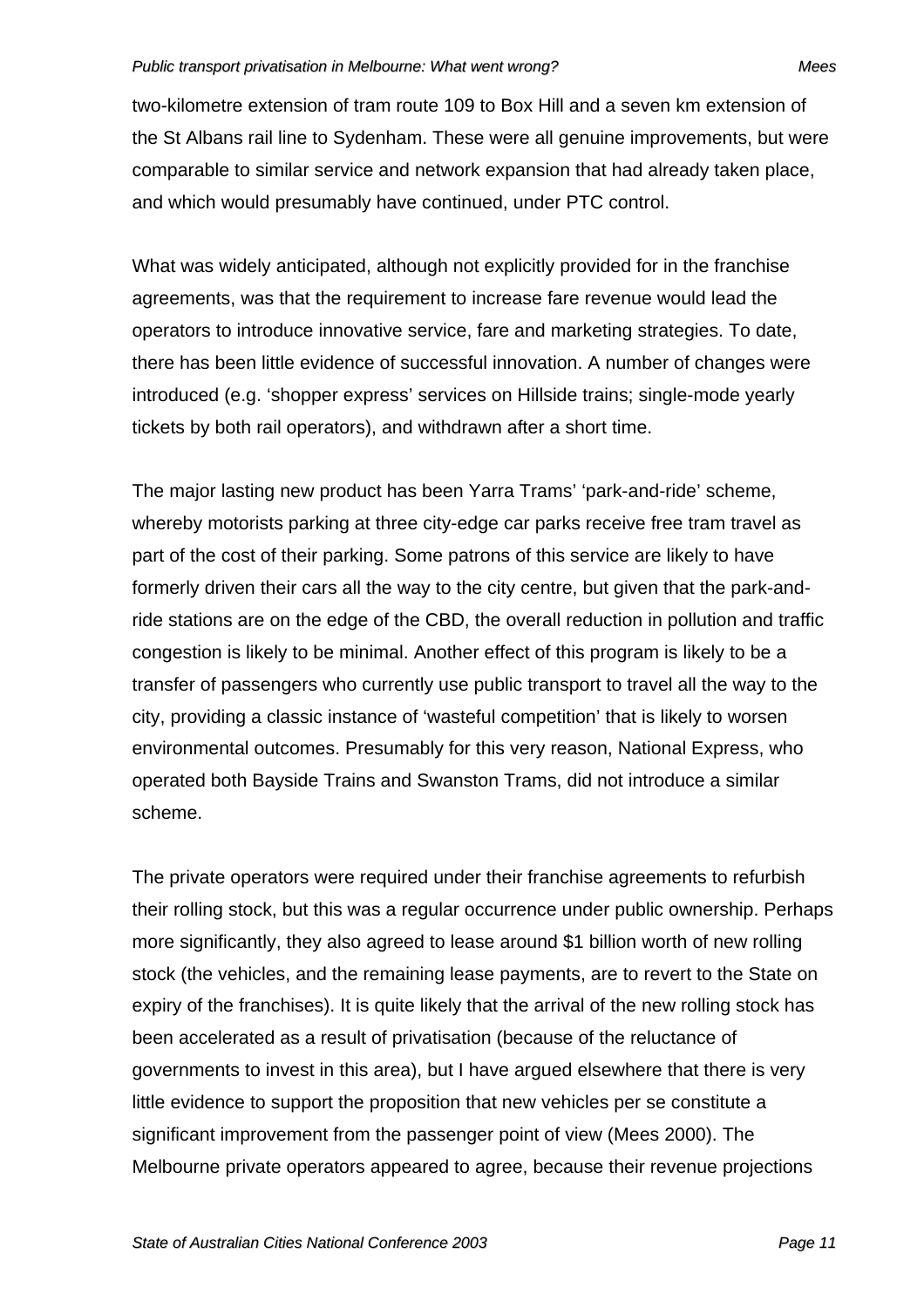two-kilometre extension of tram route 109 to Box Hill and a seven km extension of the St Albans rail line to Sydenham. These were all genuine improvements, but were comparable to similar service and network expansion that had already taken place, and which would presumably have continued, under PTC control.

What was widely anticipated, although not explicitly provided for in the franchise agreements, was that the requirement to increase fare revenue would lead the operators to introduce innovative service, fare and marketing strategies. To date, there has been little evidence of successful innovation. A number of changes were introduced (e.g. 'shopper express' services on Hillside trains; single-mode yearly tickets by both rail operators), and withdrawn after a short time.

The major lasting new product has been Yarra Trams' 'park-and-ride' scheme, whereby motorists parking at three city-edge car parks receive free tram travel as part of the cost of their parking. Some patrons of this service are likely to have formerly driven their cars all the way to the city centre, but given that the park-and-ride stations are on the edge of the CBD, the overall reduction in pollution and traffic congestion is likely to be minimal. Another effect of this program is likely to be a transfer of passengers who currently use public transport to travel all the way to the city, providing a classic instance of 'wasteful competition' that is likely to worsen environmental outcomes. Presumably for this very reason, National Express, who operated both Bayside Trains and Swanston Trams, did not introduce a similar scheme.

The private operators were required under their franchise agreements to refurbish their rolling stock, but this was a regular occurrence under public ownership. Perhaps more significantly, they also agreed to lease around $1 billion worth of new rolling stock (the vehicles, and the remaining lease payments, are to revert to the State on expiry of the franchises). It is quite likely that the arrival of the new rolling stock has been accelerated as a result of privatisation (because of the reluctance of governments to invest in this area), but I have argued elsewhere that there is very little evidence to support the proposition that new vehicles per se constitute a significant improvement from the passenger point of view (Mees 2000). The Melbourne private operators appeared to agree, because their revenue projections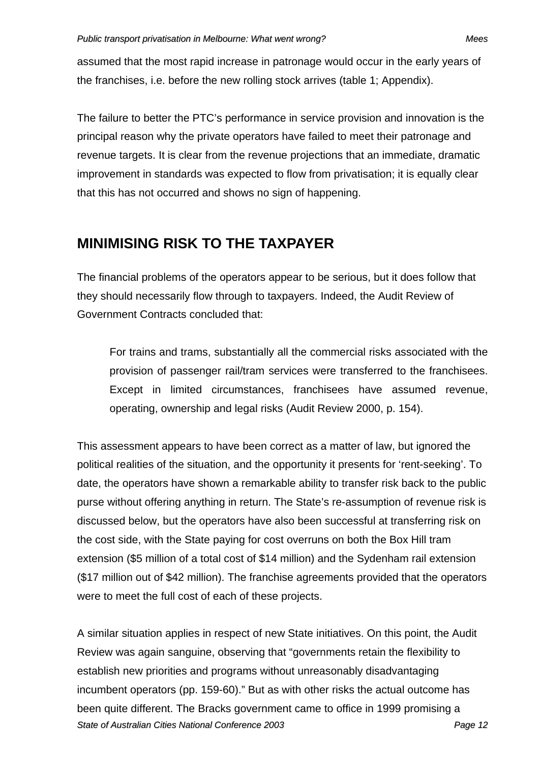assumed that the most rapid increase in patronage would occur in the early years of the franchises, i.e. before the new rolling stock arrives (table 1; Appendix).

The failure to better the PTC's performance in service provision and innovation is the principal reason why the private operators have failed to meet their patronage and revenue targets. It is clear from the revenue projections that an immediate, dramatic improvement in standards was expected to flow from privatisation; it is equally clear that this has not occurred and shows no sign of happening.

## MINIMISING RISK TO THE TAXPAYER

The financial problems of the operators appear to be serious, but it does follow that they should necessarily flow through to taxpayers. Indeed, the Audit Review of Government Contracts concluded that:

> For trains and trams, substantially all the commercial risks associated with the provision of passenger rail/tram services were transferred to the franchisees. Except in limited circumstances, franchisees have assumed revenue, operating, ownership and legal risks (Audit Review 2000, p. 154).

This assessment appears to have been correct as a matter of law, but ignored the political realities of the situation, and the opportunity it presents for 'rent-seeking'. To date, the operators have shown a remarkable ability to transfer risk back to the public purse without offering anything in return. The State's re-assumption of revenue risk is discussed below, but the operators have also been successful at transferring risk on the cost side, with the State paying for cost overruns on both the Box Hill tram extension ($5 million of a total cost of $14 million) and the Sydenham rail extension ($17 million out of $42 million). The franchise agreements provided that the operators were to meet the full cost of each of these projects.

A similar situation applies in respect of new State initiatives. On this point, the Audit Review was again sanguine, observing that "governments retain the flexibility to establish new priorities and programs without unreasonably disadvantaging incumbent operators (pp. 159-60)." But as with other risks the actual outcome has been quite different. The Bracks government came to office in 1999 promising a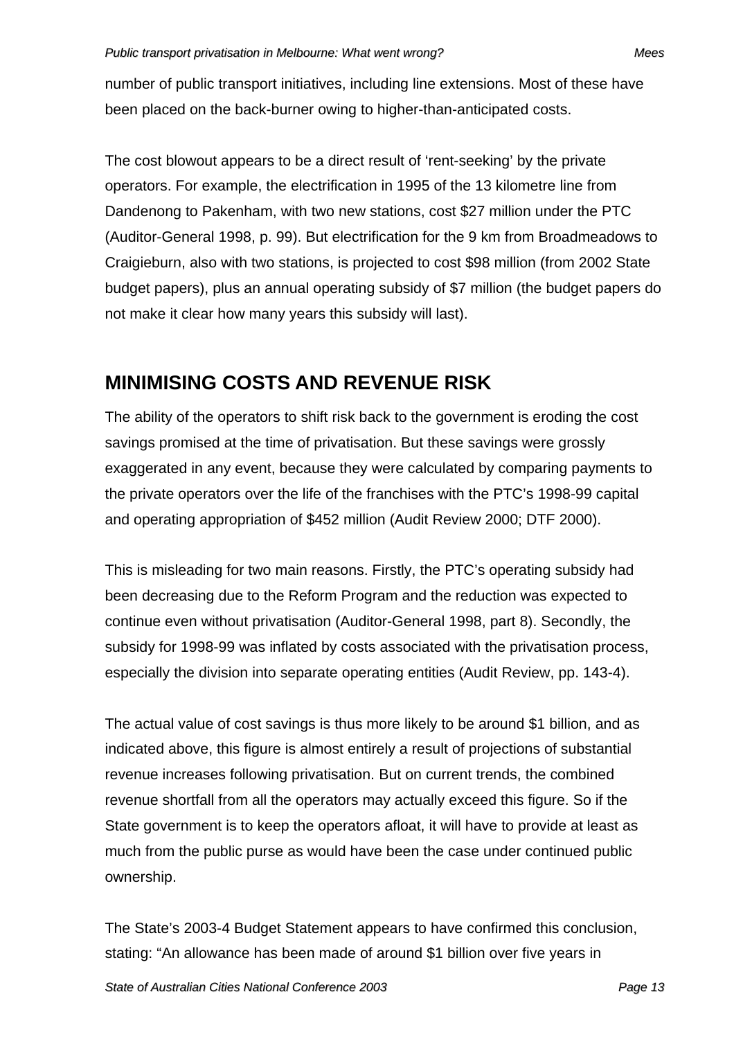number of public transport initiatives, including line extensions. Most of these have been placed on the back-burner owing to higher-than-anticipated costs.

The cost blowout appears to be a direct result of 'rent-seeking' by the private operators. For example, the electrification in 1995 of the 13 kilometre line from Dandenong to Pakenham, with two new stations, cost $27 million under the PTC (Auditor-General 1998, p. 99). But electrification for the 9 km from Broadmeadows to Craigieburn, also with two stations, is projected to cost $98 million (from 2002 State budget papers), plus an annual operating subsidy of $7 million (the budget papers do not make it clear how many years this subsidy will last).

## MINIMISING COSTS AND REVENUE RISK

The ability of the operators to shift risk back to the government is eroding the cost savings promised at the time of privatisation. But these savings were grossly exaggerated in any event, because they were calculated by comparing payments to the private operators over the life of the franchises with the PTC's 1998-99 capital and operating appropriation of $452 million (Audit Review 2000; DTF 2000).

This is misleading for two main reasons. Firstly, the PTC's operating subsidy had been decreasing due to the Reform Program and the reduction was expected to continue even without privatisation (Auditor-General 1998, part 8). Secondly, the subsidy for 1998-99 was inflated by costs associated with the privatisation process, especially the division into separate operating entities (Audit Review, pp. 143-4).

The actual value of cost savings is thus more likely to be around $1 billion, and as indicated above, this figure is almost entirely a result of projections of substantial revenue increases following privatisation. But on current trends, the combined revenue shortfall from all the operators may actually exceed this figure. So if the State government is to keep the operators afloat, it will have to provide at least as much from the public purse as would have been the case under continued public ownership.

The State's 2003-4 Budget Statement appears to have confirmed this conclusion, stating: "An allowance has been made of around $1 billion over five years in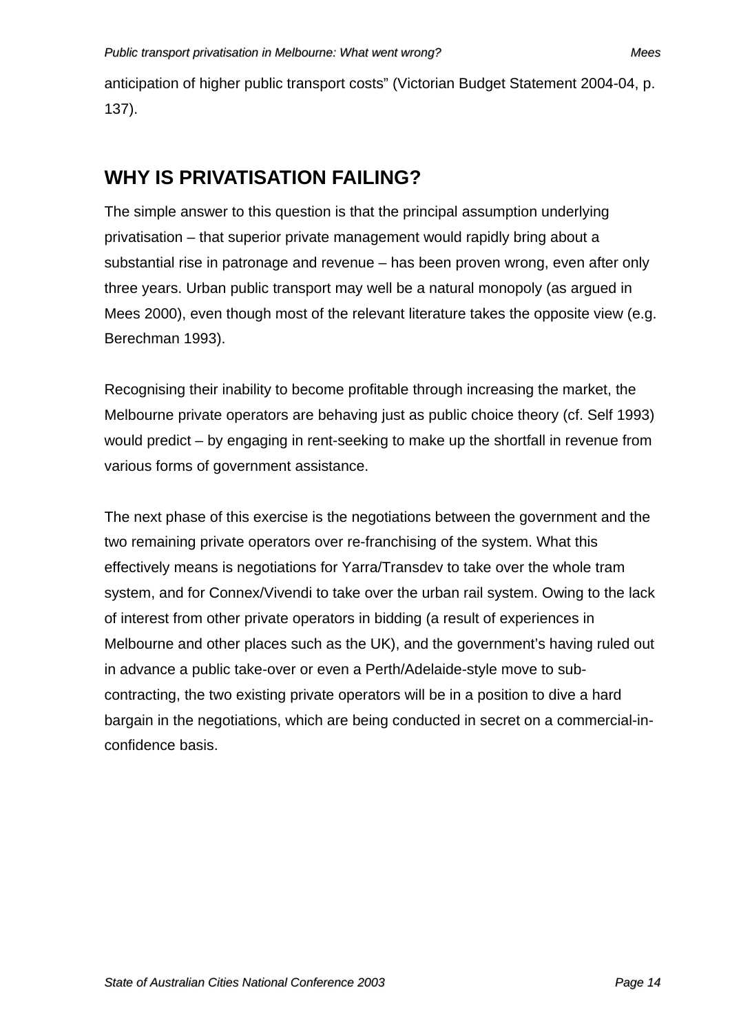anticipation of higher public transport costs" (Victorian Budget Statement 2004-04, p. 137).

## WHY IS PRIVATISATION FAILING?

The simple answer to this question is that the principal assumption underlying privatisation – that superior private management would rapidly bring about a substantial rise in patronage and revenue – has been proven wrong, even after only three years. Urban public transport may well be a natural monopoly (as argued in Mees 2000), even though most of the relevant literature takes the opposite view (e.g. Berechman 1993).

Recognising their inability to become profitable through increasing the market, the Melbourne private operators are behaving just as public choice theory (cf. Self 1993) would predict – by engaging in rent-seeking to make up the shortfall in revenue from various forms of government assistance.

The next phase of this exercise is the negotiations between the government and the two remaining private operators over re-franchising of the system. What this effectively means is negotiations for Yarra/Transdev to take over the whole tram system, and for Connex/Vivendi to take over the urban rail system. Owing to the lack of interest from other private operators in bidding (a result of experiences in Melbourne and other places such as the UK), and the government's having ruled out in advance a public take-over or even a Perth/Adelaide-style move to sub-contracting, the two existing private operators will be in a position to dive a hard bargain in the negotiations, which are being conducted in secret on a commercial-in-confidence basis.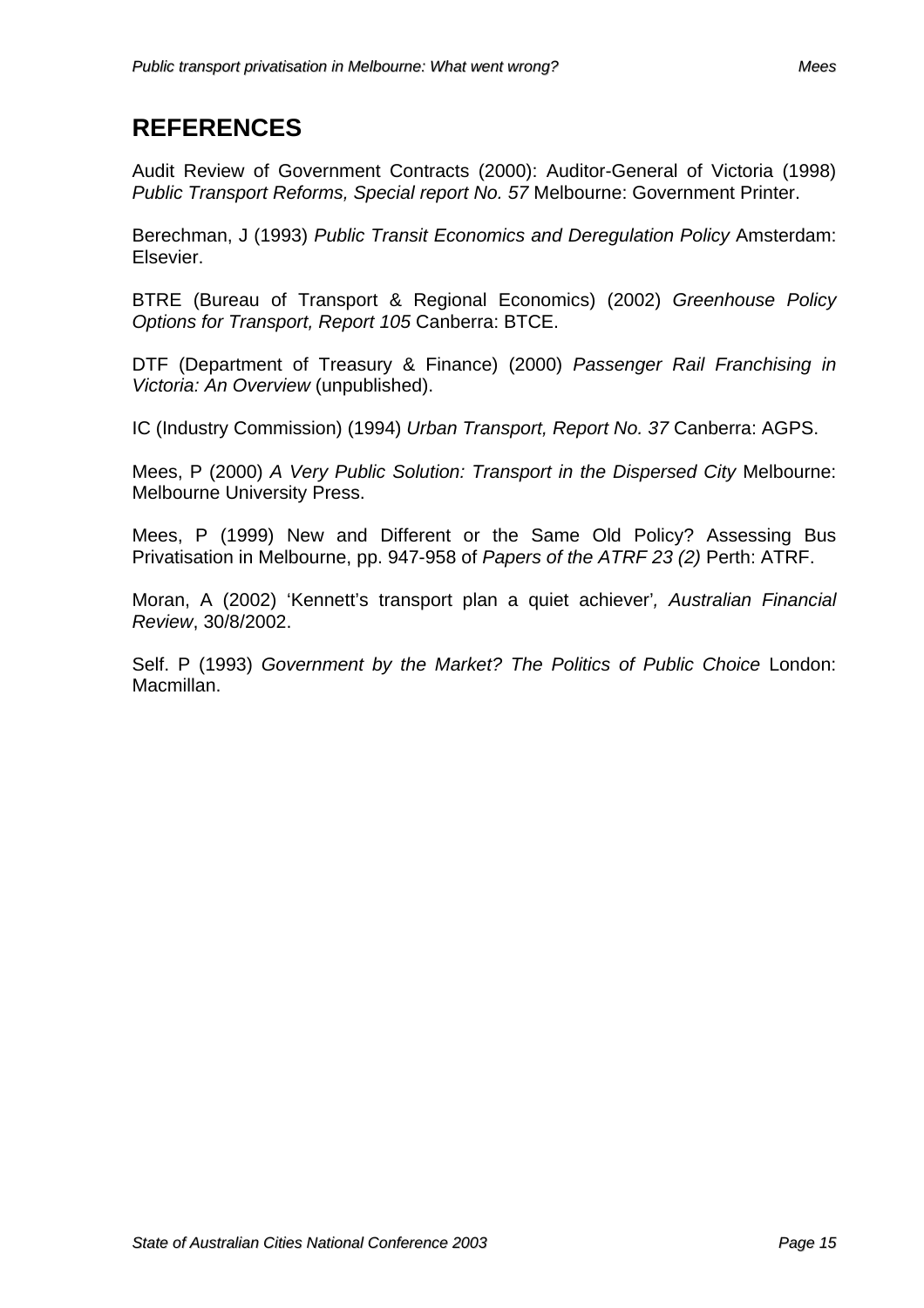## REFERENCES

Audit Review of Government Contracts (2000): Auditor-General of Victoria (1998) *Public Transport Reforms, Special report No. 57* Melbourne: Government Printer.

Berechman, J (1993) *Public Transit Economics and Deregulation Policy* Amsterdam: Elsevier.

BTRE (Bureau of Transport & Regional Economics) (2002) *Greenhouse Policy Options for Transport, Report 105* Canberra: BTCE.

DTF (Department of Treasury & Finance) (2000) *Passenger Rail Franchising in Victoria: An Overview* (unpublished).

IC (Industry Commission) (1994) *Urban Transport, Report No. 37* Canberra: AGPS.

Mees, P (2000) *A Very Public Solution: Transport in the Dispersed City* Melbourne: Melbourne University Press.

Mees, P (1999) New and Different or the Same Old Policy? Assessing Bus Privatisation in Melbourne, pp. 947-958 of *Papers of the ATRF 23 (2)* Perth: ATRF.

Moran, A (2002) 'Kennett's transport plan a quiet achiever'*, Australian Financial Review*, 30/8/2002.

Self. P (1993) *Government by the Market? The Politics of Public Choice* London: Macmillan.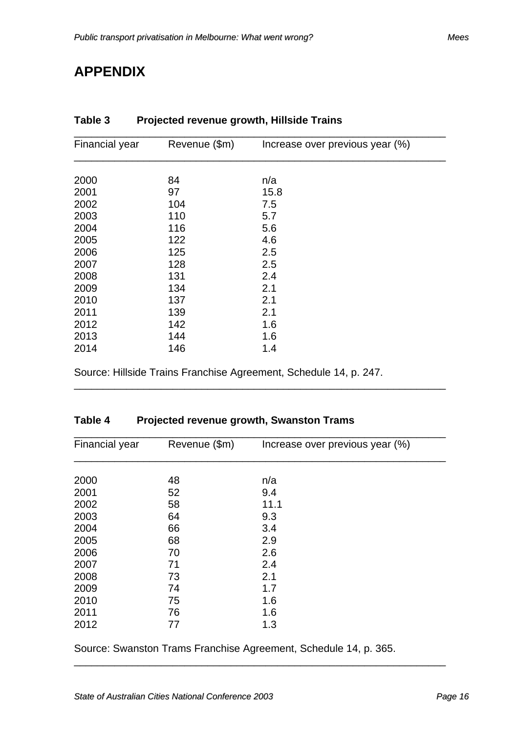# APPENDIX

**Table 3 Projected revenue growth, Hillside Trains**

| Financial year | Revenue ($m) | Increase over previous year (%) |
|---|---|---|
| 2000 | 84 | n/a |
| 2001 | 97 | 15.8 |
| 2002 | 104 | 7.5 |
| 2003 | 110 | 5.7 |
| 2004 | 116 | 5.6 |
| 2005 | 122 | 4.6 |
| 2006 | 125 | 2.5 |
| 2007 | 128 | 2.5 |
| 2008 | 131 | 2.4 |
| 2009 | 134 | 2.1 |
| 2010 | 137 | 2.1 |
| 2011 | 139 | 2.1 |
| 2012 | 142 | 1.6 |
| 2013 | 144 | 1.6 |
| 2014 | 146 | 1.4 |

Source: Hillside Trains Franchise Agreement, Schedule 14, p. 247.

**Table 4 Projected revenue growth, Swanston Trams**

| Financial year | Revenue ($m) | Increase over previous year (%) |
|---|---|---|
| 2000 | 48 | n/a |
| 2001 | 52 | 9.4 |
| 2002 | 58 | 11.1 |
| 2003 | 64 | 9.3 |
| 2004 | 66 | 3.4 |
| 2005 | 68 | 2.9 |
| 2006 | 70 | 2.6 |
| 2007 | 71 | 2.4 |
| 2008 | 73 | 2.1 |
| 2009 | 74 | 1.7 |
| 2010 | 75 | 1.6 |
| 2011 | 76 | 1.6 |
| 2012 | 77 | 1.3 |

Source: Swanston Trams Franchise Agreement, Schedule 14, p. 365.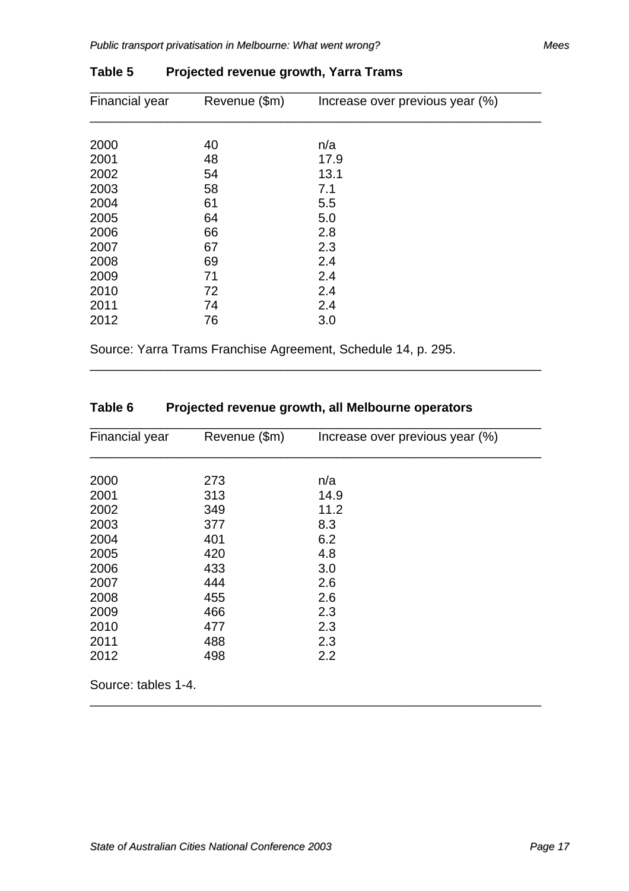**Table 5 Projected revenue growth, Yarra Trams**

| Financial year | Revenue ($m) | Increase over previous year (%) |
|---|---|---|
| 2000 | 40 | n/a |
| 2001 | 48 | 17.9 |
| 2002 | 54 | 13.1 |
| 2003 | 58 | 7.1 |
| 2004 | 61 | 5.5 |
| 2005 | 64 | 5.0 |
| 2006 | 66 | 2.8 |
| 2007 | 67 | 2.3 |
| 2008 | 69 | 2.4 |
| 2009 | 71 | 2.4 |
| 2010 | 72 | 2.4 |
| 2011 | 74 | 2.4 |
| 2012 | 76 | 3.0 |

Source: Yarra Trams Franchise Agreement, Schedule 14, p. 295.

**Table 6 Projected revenue growth, all Melbourne operators**

| Financial year | Revenue ($m) | Increase over previous year (%) |
|---|---|---|
| 2000 | 273 | n/a |
| 2001 | 313 | 14.9 |
| 2002 | 349 | 11.2 |
| 2003 | 377 | 8.3 |
| 2004 | 401 | 6.2 |
| 2005 | 420 | 4.8 |
| 2006 | 433 | 3.0 |
| 2007 | 444 | 2.6 |
| 2008 | 455 | 2.6 |
| 2009 | 466 | 2.3 |
| 2010 | 477 | 2.3 |
| 2011 | 488 | 2.3 |
| 2012 | 498 | 2.2 |

Source: tables 1-4.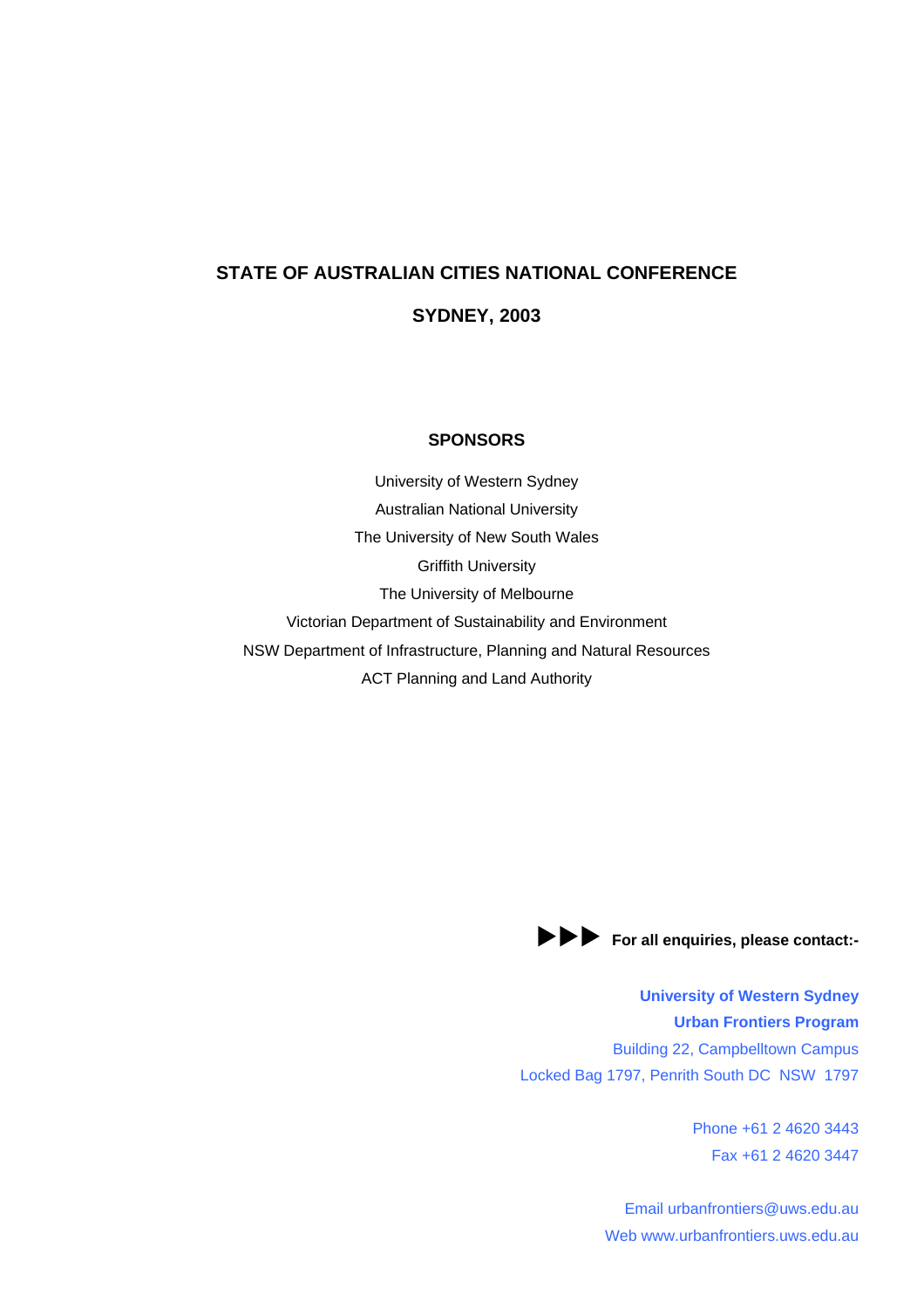## STATE OF AUSTRALIAN CITIES NATIONAL CONFERENCE

## SYDNEY, 2003

### SPONSORS

University of Western Sydney

Australian National University

The University of New South Wales

Griffith University

The University of Melbourne

Victorian Department of Sustainability and Environment

NSW Department of Infrastructure, Planning and Natural Resources

ACT Planning and Land Authority

▶▶▶ **For all enquiries, please contact:-**

**University of Western Sydney**
**Urban Frontiers Program**
Building 22, Campbelltown Campus
Locked Bag 1797, Penrith South DC NSW 1797

Phone +61 2 4620 3443
Fax +61 2 4620 3447

Email urbanfrontiers@uws.edu.au
Web www.urbanfrontiers.uws.edu.au